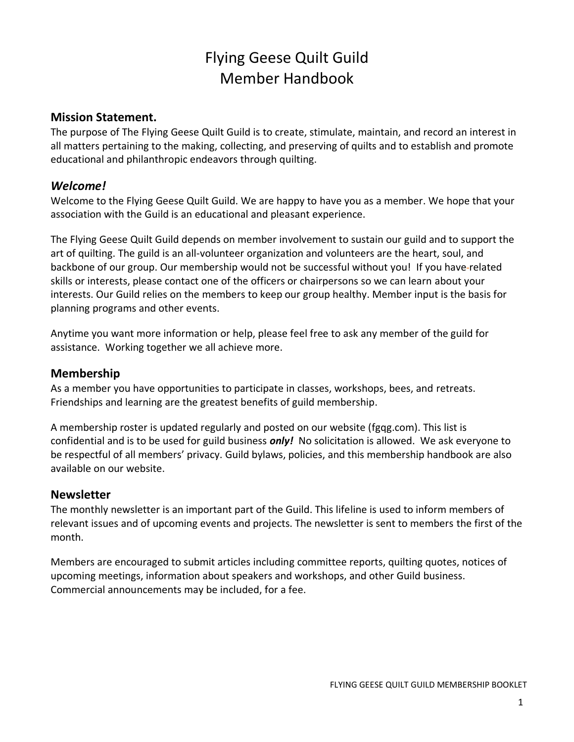# Flying Geese Quilt Guild
# Member Handbook

## Mission Statement.

The purpose of The Flying Geese Quilt Guild is to create, stimulate, maintain, and record an interest in all matters pertaining to the making, collecting, and preserving of quilts and to establish and promote educational and philanthropic endeavors through quilting.

## *Welcome!*

Welcome to the Flying Geese Quilt Guild. We are happy to have you as a member. We hope that your association with the Guild is an educational and pleasant experience.

The Flying Geese Quilt Guild depends on member involvement to sustain our guild and to support the art of quilting. The guild is an all-volunteer organization and volunteers are the heart, soul, and backbone of our group. Our membership would not be successful without you! If you have-related skills or interests, please contact one of the officers or chairpersons so we can learn about your interests. Our Guild relies on the members to keep our group healthy. Member input is the basis for planning programs and other events.

Anytime you want more information or help, please feel free to ask any member of the guild for assistance. Working together we all achieve more.

## Membership

As a member you have opportunities to participate in classes, workshops, bees, and retreats. Friendships and learning are the greatest benefits of guild membership.

A membership roster is updated regularly and posted on our website (fgqg.com). This list is confidential and is to be used for guild business ***only!*** No solicitation is allowed. We ask everyone to be respectful of all members' privacy. Guild bylaws, policies, and this membership handbook are also available on our website.

## Newsletter

The monthly newsletter is an important part of the Guild. This lifeline is used to inform members of relevant issues and of upcoming events and projects. The newsletter is sent to members the first of the month.

Members are encouraged to submit articles including committee reports, quilting quotes, notices of upcoming meetings, information about speakers and workshops, and other Guild business. Commercial announcements may be included, for a fee.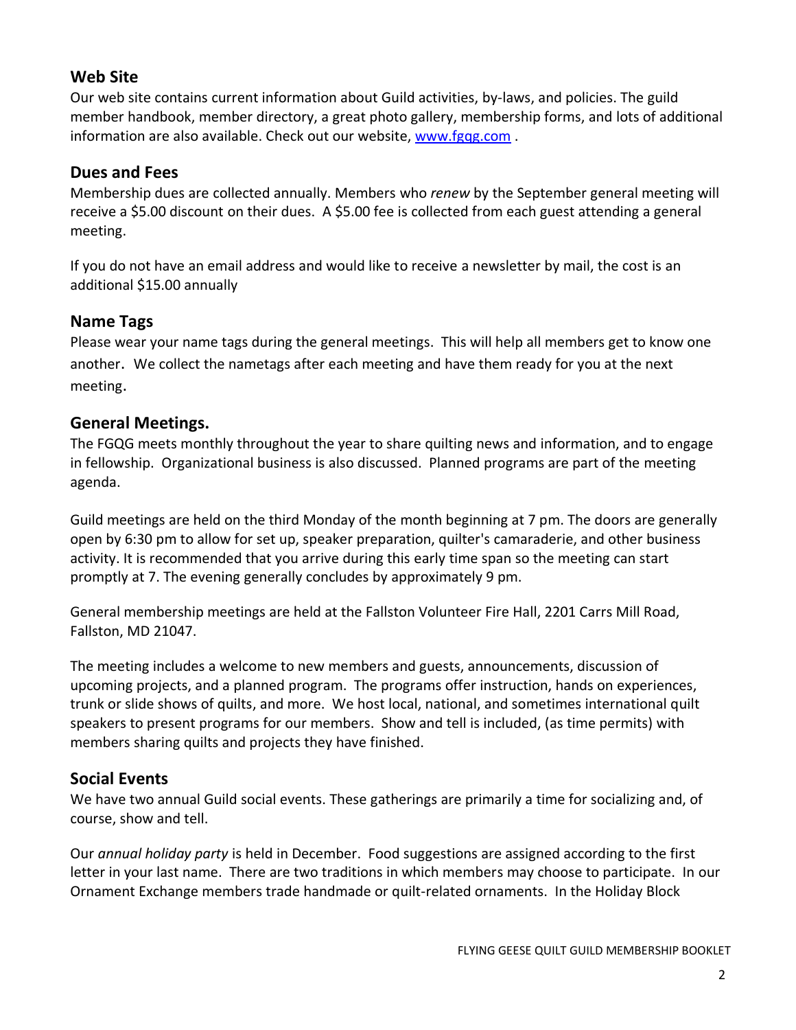## Web Site

Our web site contains current information about Guild activities, by-laws, and policies. The guild member handbook, member directory, a great photo gallery, membership forms, and lots of additional information are also available. Check out our website, [www.fgqg.com](http://www.fgqg.com) .

## Dues and Fees

Membership dues are collected annually. Members who *renew* by the September general meeting will receive a $5.00 discount on their dues. A $5.00 fee is collected from each guest attending a general meeting.

If you do not have an email address and would like to receive a newsletter by mail, the cost is an additional $15.00 annually

## Name Tags

Please wear your name tags during the general meetings. This will help all members get to know one another. We collect the nametags after each meeting and have them ready for you at the next meeting.

## General Meetings.

The FGQG meets monthly throughout the year to share quilting news and information, and to engage in fellowship. Organizational business is also discussed. Planned programs are part of the meeting agenda.

Guild meetings are held on the third Monday of the month beginning at 7 pm. The doors are generally open by 6:30 pm to allow for set up, speaker preparation, quilter's camaraderie, and other business activity. It is recommended that you arrive during this early time span so the meeting can start promptly at 7. The evening generally concludes by approximately 9 pm.

General membership meetings are held at the Fallston Volunteer Fire Hall, 2201 Carrs Mill Road, Fallston, MD 21047.

The meeting includes a welcome to new members and guests, announcements, discussion of upcoming projects, and a planned program. The programs offer instruction, hands on experiences, trunk or slide shows of quilts, and more. We host local, national, and sometimes international quilt speakers to present programs for our members. Show and tell is included, (as time permits) with members sharing quilts and projects they have finished.

## Social Events

We have two annual Guild social events. These gatherings are primarily a time for socializing and, of course, show and tell.

Our *annual holiday party* is held in December. Food suggestions are assigned according to the first letter in your last name. There are two traditions in which members may choose to participate. In our Ornament Exchange members trade handmade or quilt-related ornaments. In the Holiday Block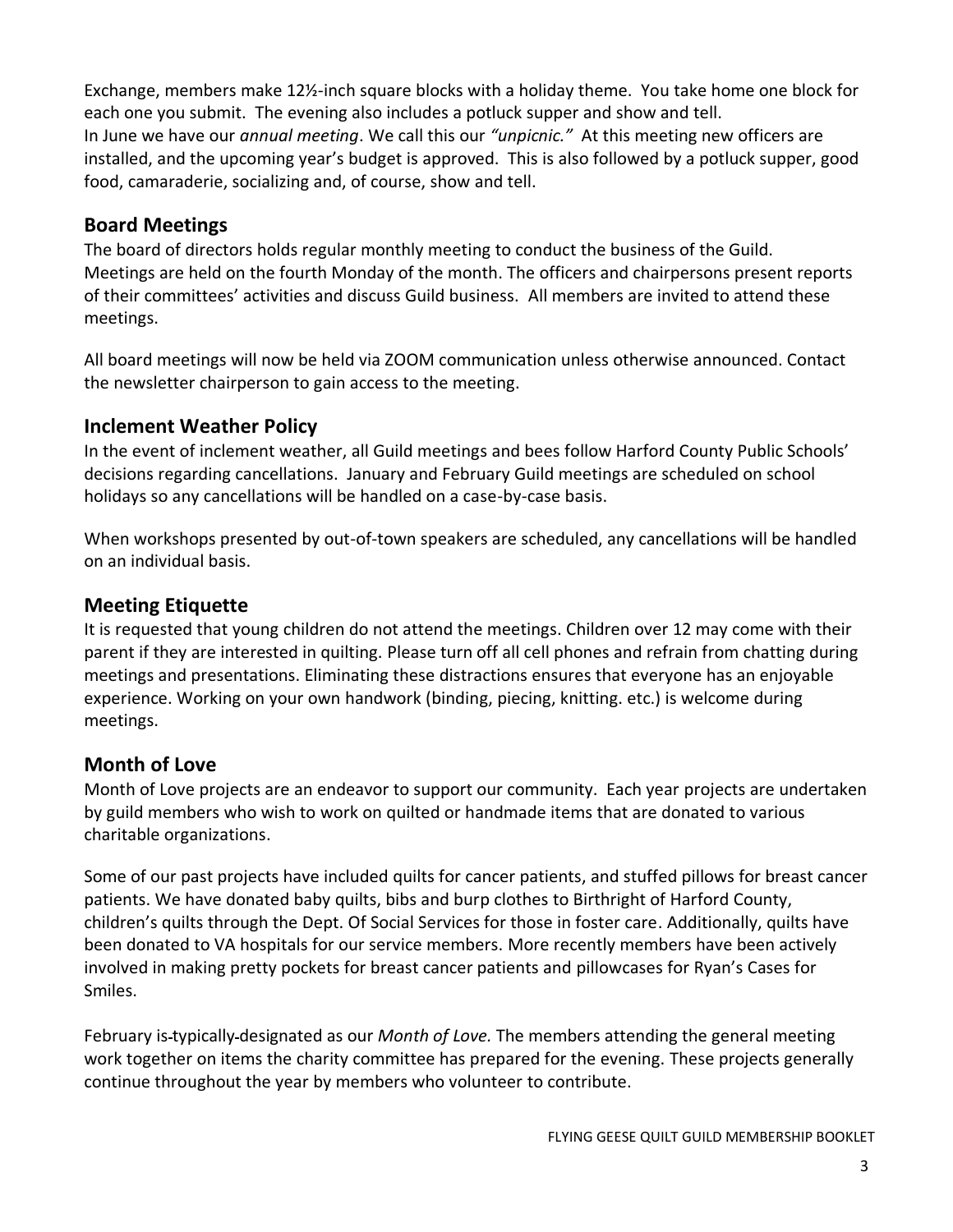Exchange, members make 12½-inch square blocks with a holiday theme. You take home one block for each one you submit. The evening also includes a potluck supper and show and tell.
In June we have our *annual meeting*. We call this our *"unpicnic."* At this meeting new officers are installed, and the upcoming year's budget is approved. This is also followed by a potluck supper, good food, camaraderie, socializing and, of course, show and tell.

## Board Meetings

The board of directors holds regular monthly meeting to conduct the business of the Guild. Meetings are held on the fourth Monday of the month. The officers and chairpersons present reports of their committees' activities and discuss Guild business. All members are invited to attend these meetings.

All board meetings will now be held via ZOOM communication unless otherwise announced. Contact the newsletter chairperson to gain access to the meeting.

## Inclement Weather Policy

In the event of inclement weather, all Guild meetings and bees follow Harford County Public Schools' decisions regarding cancellations. January and February Guild meetings are scheduled on school holidays so any cancellations will be handled on a case-by-case basis.

When workshops presented by out-of-town speakers are scheduled, any cancellations will be handled on an individual basis.

## Meeting Etiquette

It is requested that young children do not attend the meetings. Children over 12 may come with their parent if they are interested in quilting. Please turn off all cell phones and refrain from chatting during meetings and presentations. Eliminating these distractions ensures that everyone has an enjoyable experience. Working on your own handwork (binding, piecing, knitting. etc.) is welcome during meetings.

## Month of Love

Month of Love projects are an endeavor to support our community. Each year projects are undertaken by guild members who wish to work on quilted or handmade items that are donated to various charitable organizations.

Some of our past projects have included quilts for cancer patients, and stuffed pillows for breast cancer patients. We have donated baby quilts, bibs and burp clothes to Birthright of Harford County, children's quilts through the Dept. Of Social Services for those in foster care. Additionally, quilts have been donated to VA hospitals for our service members. More recently members have been actively involved in making pretty pockets for breast cancer patients and pillowcases for Ryan's Cases for Smiles.

February is typically designated as our *Month of Love.* The members attending the general meeting work together on items the charity committee has prepared for the evening. These projects generally continue throughout the year by members who volunteer to contribute.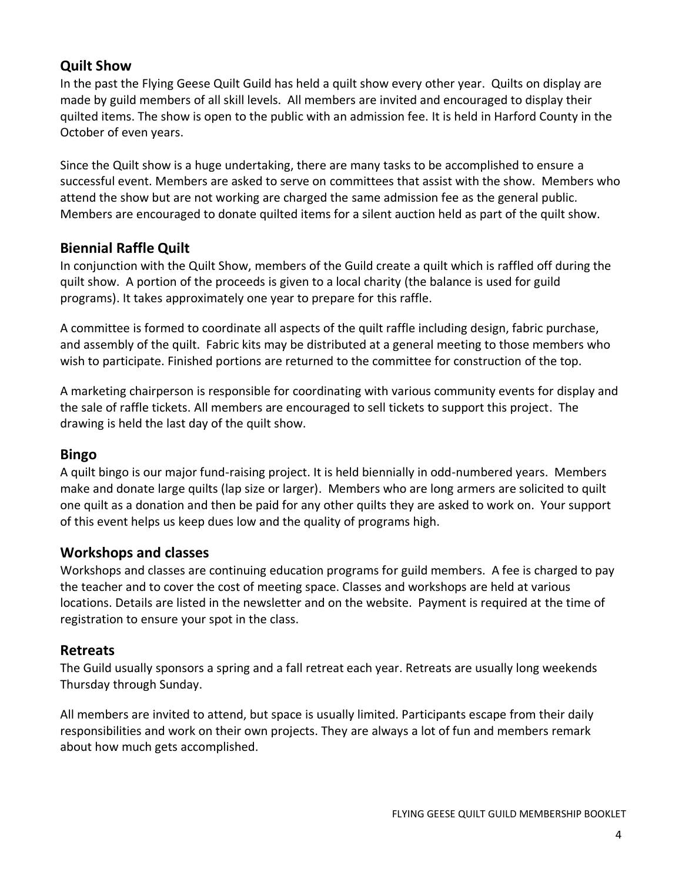## Quilt Show

In the past the Flying Geese Quilt Guild has held a quilt show every other year. Quilts on display are made by guild members of all skill levels. All members are invited and encouraged to display their quilted items. The show is open to the public with an admission fee. It is held in Harford County in the October of even years.

Since the Quilt show is a huge undertaking, there are many tasks to be accomplished to ensure a successful event. Members are asked to serve on committees that assist with the show. Members who attend the show but are not working are charged the same admission fee as the general public. Members are encouraged to donate quilted items for a silent auction held as part of the quilt show.

## Biennial Raffle Quilt

In conjunction with the Quilt Show, members of the Guild create a quilt which is raffled off during the quilt show. A portion of the proceeds is given to a local charity (the balance is used for guild programs). It takes approximately one year to prepare for this raffle.

A committee is formed to coordinate all aspects of the quilt raffle including design, fabric purchase, and assembly of the quilt. Fabric kits may be distributed at a general meeting to those members who wish to participate. Finished portions are returned to the committee for construction of the top.

A marketing chairperson is responsible for coordinating with various community events for display and the sale of raffle tickets. All members are encouraged to sell tickets to support this project. The drawing is held the last day of the quilt show.

## Bingo

A quilt bingo is our major fund-raising project. It is held biennially in odd-numbered years. Members make and donate large quilts (lap size or larger). Members who are long armers are solicited to quilt one quilt as a donation and then be paid for any other quilts they are asked to work on. Your support of this event helps us keep dues low and the quality of programs high.

## Workshops and classes

Workshops and classes are continuing education programs for guild members. A fee is charged to pay the teacher and to cover the cost of meeting space. Classes and workshops are held at various locations. Details are listed in the newsletter and on the website. Payment is required at the time of registration to ensure your spot in the class.

## Retreats

The Guild usually sponsors a spring and a fall retreat each year. Retreats are usually long weekends Thursday through Sunday.

All members are invited to attend, but space is usually limited. Participants escape from their daily responsibilities and work on their own projects. They are always a lot of fun and members remark about how much gets accomplished.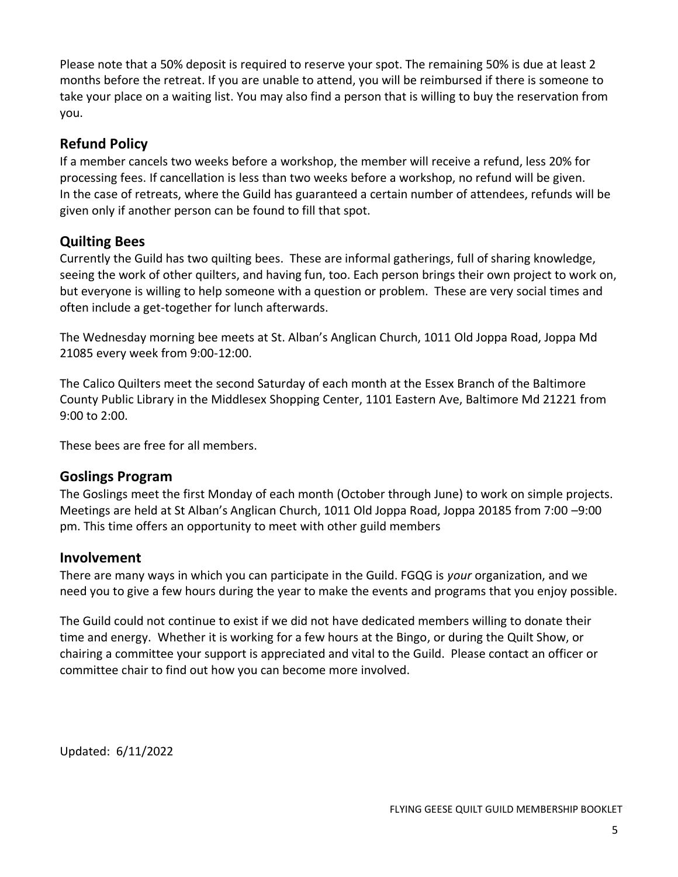Please note that a 50% deposit is required to reserve your spot. The remaining 50% is due at least 2 months before the retreat. If you are unable to attend, you will be reimbursed if there is someone to take your place on a waiting list. You may also find a person that is willing to buy the reservation from you.

## Refund Policy

If a member cancels two weeks before a workshop, the member will receive a refund, less 20% for processing fees. If cancellation is less than two weeks before a workshop, no refund will be given. In the case of retreats, where the Guild has guaranteed a certain number of attendees, refunds will be given only if another person can be found to fill that spot.

## Quilting Bees

Currently the Guild has two quilting bees. These are informal gatherings, full of sharing knowledge, seeing the work of other quilters, and having fun, too. Each person brings their own project to work on, but everyone is willing to help someone with a question or problem. These are very social times and often include a get-together for lunch afterwards.

The Wednesday morning bee meets at St. Alban's Anglican Church, 1011 Old Joppa Road, Joppa Md 21085 every week from 9:00-12:00.

The Calico Quilters meet the second Saturday of each month at the Essex Branch of the Baltimore County Public Library in the Middlesex Shopping Center, 1101 Eastern Ave, Baltimore Md 21221 from 9:00 to 2:00.

These bees are free for all members.

## Goslings Program

The Goslings meet the first Monday of each month (October through June) to work on simple projects. Meetings are held at St Alban's Anglican Church, 1011 Old Joppa Road, Joppa 20185 from 7:00 –9:00 pm. This time offers an opportunity to meet with other guild members

## Involvement

There are many ways in which you can participate in the Guild. FGQG is *your* organization, and we need you to give a few hours during the year to make the events and programs that you enjoy possible.

The Guild could not continue to exist if we did not have dedicated members willing to donate their time and energy. Whether it is working for a few hours at the Bingo, or during the Quilt Show, or chairing a committee your support is appreciated and vital to the Guild. Please contact an officer or committee chair to find out how you can become more involved.

Updated: 6/11/2022